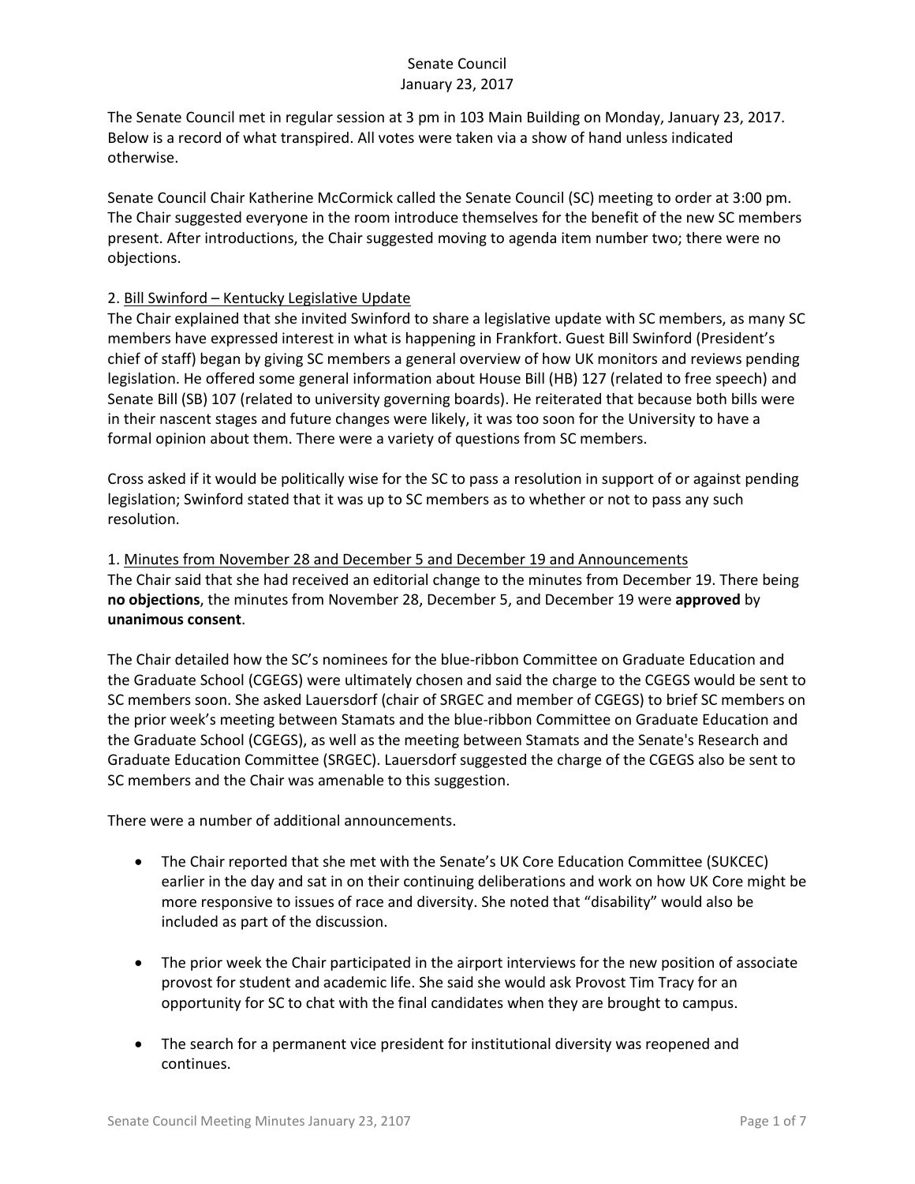# Senate Council
## January 23, 2017

The Senate Council met in regular session at 3 pm in 103 Main Building on Monday, January 23, 2017. Below is a record of what transpired. All votes were taken via a show of hand unless indicated otherwise.

Senate Council Chair Katherine McCormick called the Senate Council (SC) meeting to order at 3:00 pm. The Chair suggested everyone in the room introduce themselves for the benefit of the new SC members present. After introductions, the Chair suggested moving to agenda item number two; there were no objections.

2. <u>Bill Swinford – Kentucky Legislative Update</u>

The Chair explained that she invited Swinford to share a legislative update with SC members, as many SC members have expressed interest in what is happening in Frankfort. Guest Bill Swinford (President's chief of staff) began by giving SC members a general overview of how UK monitors and reviews pending legislation. He offered some general information about House Bill (HB) 127 (related to free speech) and Senate Bill (SB) 107 (related to university governing boards). He reiterated that because both bills were in their nascent stages and future changes were likely, it was too soon for the University to have a formal opinion about them. There were a variety of questions from SC members.

Cross asked if it would be politically wise for the SC to pass a resolution in support of or against pending legislation; Swinford stated that it was up to SC members as to whether or not to pass any such resolution.

1. <u>Minutes from November 28 and December 5 and December 19 and Announcements</u>

The Chair said that she had received an editorial change to the minutes from December 19. There being **no objections**, the minutes from November 28, December 5, and December 19 were **approved** by **unanimous consent**.

The Chair detailed how the SC's nominees for the blue-ribbon Committee on Graduate Education and the Graduate School (CGEGS) were ultimately chosen and said the charge to the CGEGS would be sent to SC members soon. She asked Lauersdorf (chair of SRGEC and member of CGEGS) to brief SC members on the prior week's meeting between Stamats and the blue-ribbon Committee on Graduate Education and the Graduate School (CGEGS), as well as the meeting between Stamats and the Senate's Research and Graduate Education Committee (SRGEC). Lauersdorf suggested the charge of the CGEGS also be sent to SC members and the Chair was amenable to this suggestion.

There were a number of additional announcements.

- The Chair reported that she met with the Senate's UK Core Education Committee (SUKCEC) earlier in the day and sat in on their continuing deliberations and work on how UK Core might be more responsive to issues of race and diversity. She noted that "disability" would also be included as part of the discussion.

- The prior week the Chair participated in the airport interviews for the new position of associate provost for student and academic life. She said she would ask Provost Tim Tracy for an opportunity for SC to chat with the final candidates when they are brought to campus.

- The search for a permanent vice president for institutional diversity was reopened and continues.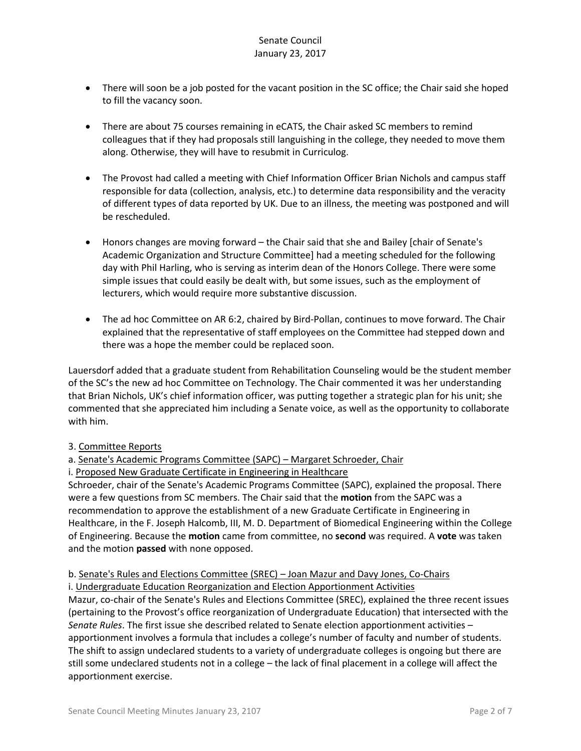- There will soon be a job posted for the vacant position in the SC office; the Chair said she hoped to fill the vacancy soon.

- There are about 75 courses remaining in eCATS, the Chair asked SC members to remind colleagues that if they had proposals still languishing in the college, they needed to move them along. Otherwise, they will have to resubmit in Curriculog.

- The Provost had called a meeting with Chief Information Officer Brian Nichols and campus staff responsible for data (collection, analysis, etc.) to determine data responsibility and the veracity of different types of data reported by UK. Due to an illness, the meeting was postponed and will be rescheduled.

- Honors changes are moving forward – the Chair said that she and Bailey [chair of Senate's Academic Organization and Structure Committee] had a meeting scheduled for the following day with Phil Harling, who is serving as interim dean of the Honors College. There were some simple issues that could easily be dealt with, but some issues, such as the employment of lecturers, which would require more substantive discussion.

- The ad hoc Committee on AR 6:2, chaired by Bird-Pollan, continues to move forward. The Chair explained that the representative of staff employees on the Committee had stepped down and there was a hope the member could be replaced soon.

Lauersdorf added that a graduate student from Rehabilitation Counseling would be the student member of the SC's the new ad hoc Committee on Technology. The Chair commented it was her understanding that Brian Nichols, UK's chief information officer, was putting together a strategic plan for his unit; she commented that she appreciated him including a Senate voice, as well as the opportunity to collaborate with him.

3. Committee Reports

a. Senate's Academic Programs Committee (SAPC) – Margaret Schroeder, Chair

i. Proposed New Graduate Certificate in Engineering in Healthcare

Schroeder, chair of the Senate's Academic Programs Committee (SAPC), explained the proposal. There were a few questions from SC members. The Chair said that the **motion** from the SAPC was a recommendation to approve the establishment of a new Graduate Certificate in Engineering in Healthcare, in the F. Joseph Halcomb, III, M. D. Department of Biomedical Engineering within the College of Engineering. Because the **motion** came from committee, no **second** was required. A **vote** was taken and the motion **passed** with none opposed.

b. Senate's Rules and Elections Committee (SREC) – Joan Mazur and Davy Jones, Co-Chairs

i. Undergraduate Education Reorganization and Election Apportionment Activities

Mazur, co-chair of the Senate's Rules and Elections Committee (SREC), explained the three recent issues (pertaining to the Provost's office reorganization of Undergraduate Education) that intersected with the *Senate Rules*. The first issue she described related to Senate election apportionment activities – apportionment involves a formula that includes a college's number of faculty and number of students. The shift to assign undeclared students to a variety of undergraduate colleges is ongoing but there are still some undeclared students not in a college – the lack of final placement in a college will affect the apportionment exercise.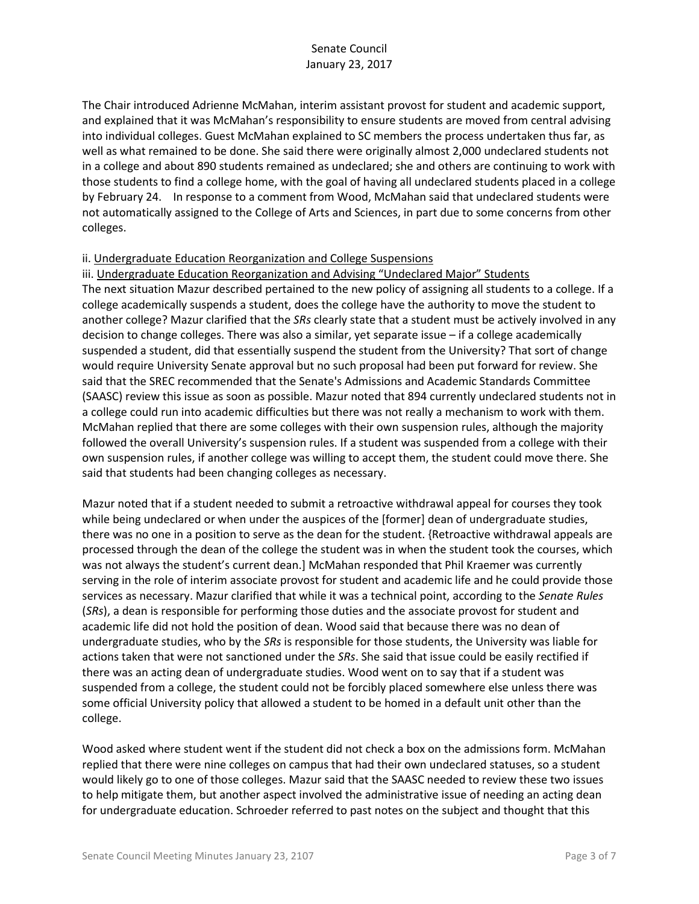The Chair introduced Adrienne McMahan, interim assistant provost for student and academic support, and explained that it was McMahan's responsibility to ensure students are moved from central advising into individual colleges. Guest McMahan explained to SC members the process undertaken thus far, as well as what remained to be done. She said there were originally almost 2,000 undeclared students not in a college and about 890 students remained as undeclared; she and others are continuing to work with those students to find a college home, with the goal of having all undeclared students placed in a college by February 24. In response to a comment from Wood, McMahan said that undeclared students were not automatically assigned to the College of Arts and Sciences, in part due to some concerns from other colleges.

ii. Undergraduate Education Reorganization and College Suspensions

iii. Undergraduate Education Reorganization and Advising "Undeclared Major" Students

The next situation Mazur described pertained to the new policy of assigning all students to a college. If a college academically suspends a student, does the college have the authority to move the student to another college? Mazur clarified that the *SRs* clearly state that a student must be actively involved in any decision to change colleges. There was also a similar, yet separate issue – if a college academically suspended a student, did that essentially suspend the student from the University? That sort of change would require University Senate approval but no such proposal had been put forward for review. She said that the SREC recommended that the Senate's Admissions and Academic Standards Committee (SAASC) review this issue as soon as possible. Mazur noted that 894 currently undeclared students not in a college could run into academic difficulties but there was not really a mechanism to work with them. McMahan replied that there are some colleges with their own suspension rules, although the majority followed the overall University's suspension rules. If a student was suspended from a college with their own suspension rules, if another college was willing to accept them, the student could move there. She said that students had been changing colleges as necessary.

Mazur noted that if a student needed to submit a retroactive withdrawal appeal for courses they took while being undeclared or when under the auspices of the [former] dean of undergraduate studies, there was no one in a position to serve as the dean for the student. {Retroactive withdrawal appeals are processed through the dean of the college the student was in when the student took the courses, which was not always the student's current dean.] McMahan responded that Phil Kraemer was currently serving in the role of interim associate provost for student and academic life and he could provide those services as necessary. Mazur clarified that while it was a technical point, according to the *Senate Rules* (*SRs*), a dean is responsible for performing those duties and the associate provost for student and academic life did not hold the position of dean. Wood said that because there was no dean of undergraduate studies, who by the *SRs* is responsible for those students, the University was liable for actions taken that were not sanctioned under the *SRs*. She said that issue could be easily rectified if there was an acting dean of undergraduate studies. Wood went on to say that if a student was suspended from a college, the student could not be forcibly placed somewhere else unless there was some official University policy that allowed a student to be homed in a default unit other than the college.

Wood asked where student went if the student did not check a box on the admissions form. McMahan replied that there were nine colleges on campus that had their own undeclared statuses, so a student would likely go to one of those colleges. Mazur said that the SAASC needed to review these two issues to help mitigate them, but another aspect involved the administrative issue of needing an acting dean for undergraduate education. Schroeder referred to past notes on the subject and thought that this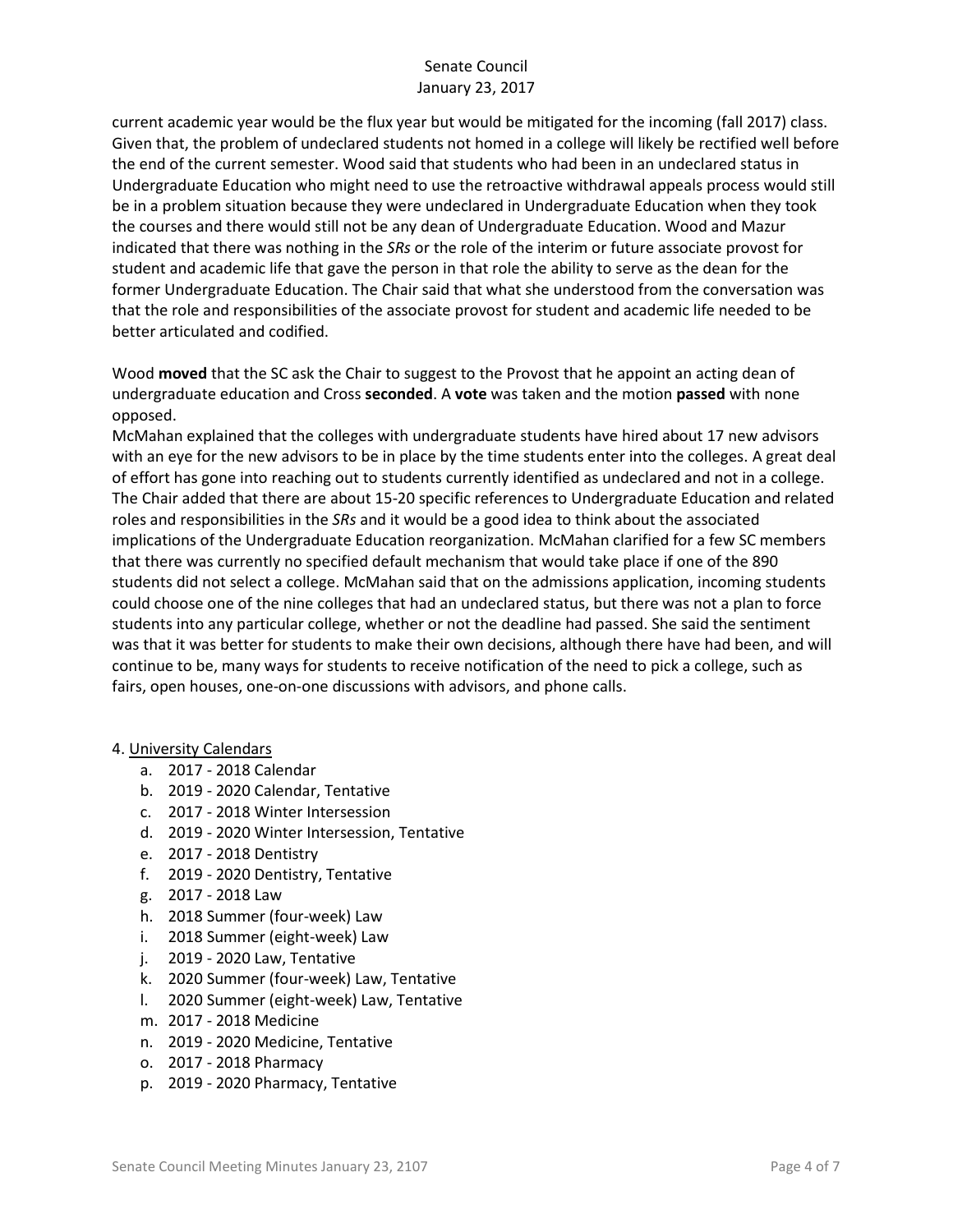current academic year would be the flux year but would be mitigated for the incoming (fall 2017) class. Given that, the problem of undeclared students not homed in a college will likely be rectified well before the end of the current semester. Wood said that students who had been in an undeclared status in Undergraduate Education who might need to use the retroactive withdrawal appeals process would still be in a problem situation because they were undeclared in Undergraduate Education when they took the courses and there would still not be any dean of Undergraduate Education. Wood and Mazur indicated that there was nothing in the *SRs* or the role of the interim or future associate provost for student and academic life that gave the person in that role the ability to serve as the dean for the former Undergraduate Education. The Chair said that what she understood from the conversation was that the role and responsibilities of the associate provost for student and academic life needed to be better articulated and codified.

Wood **moved** that the SC ask the Chair to suggest to the Provost that he appoint an acting dean of undergraduate education and Cross **seconded**. A **vote** was taken and the motion **passed** with none opposed.

McMahan explained that the colleges with undergraduate students have hired about 17 new advisors with an eye for the new advisors to be in place by the time students enter into the colleges. A great deal of effort has gone into reaching out to students currently identified as undeclared and not in a college. The Chair added that there are about 15-20 specific references to Undergraduate Education and related roles and responsibilities in the *SRs* and it would be a good idea to think about the associated implications of the Undergraduate Education reorganization. McMahan clarified for a few SC members that there was currently no specified default mechanism that would take place if one of the 890 students did not select a college. McMahan said that on the admissions application, incoming students could choose one of the nine colleges that had an undeclared status, but there was not a plan to force students into any particular college, whether or not the deadline had passed. She said the sentiment was that it was better for students to make their own decisions, although there have had been, and will continue to be, many ways for students to receive notification of the need to pick a college, such as fairs, open houses, one-on-one discussions with advisors, and phone calls.

4. University Calendars
   a. 2017 - 2018 Calendar
   b. 2019 - 2020 Calendar, Tentative
   c. 2017 - 2018 Winter Intersession
   d. 2019 - 2020 Winter Intersession, Tentative
   e. 2017 - 2018 Dentistry
   f. 2019 - 2020 Dentistry, Tentative
   g. 2017 - 2018 Law
   h. 2018 Summer (four-week) Law
   i. 2018 Summer (eight-week) Law
   j. 2019 - 2020 Law, Tentative
   k. 2020 Summer (four-week) Law, Tentative
   l. 2020 Summer (eight-week) Law, Tentative
   m. 2017 - 2018 Medicine
   n. 2019 - 2020 Medicine, Tentative
   o. 2017 - 2018 Pharmacy
   p. 2019 - 2020 Pharmacy, Tentative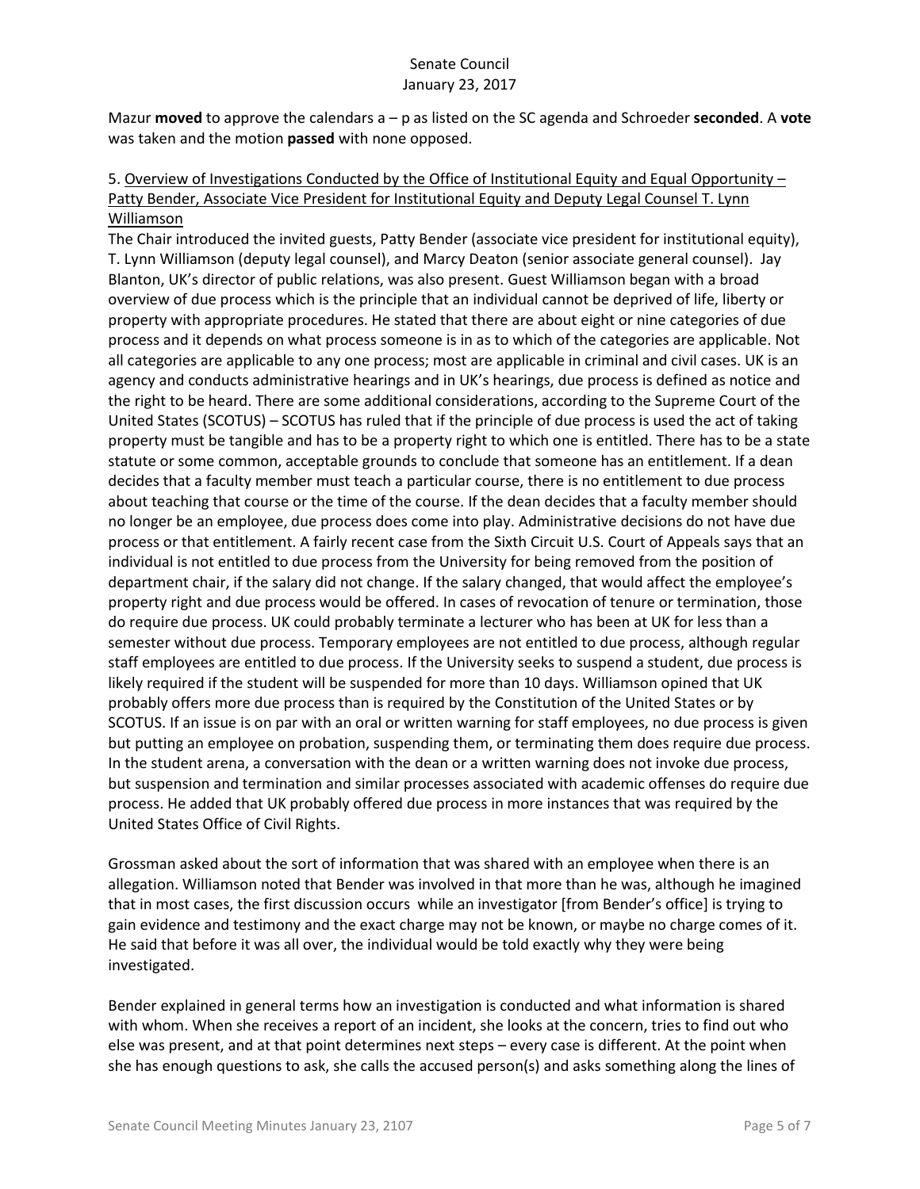Mazur **moved** to approve the calendars a – p as listed on the SC agenda and Schroeder **seconded**. A **vote** was taken and the motion **passed** with none opposed.

5. Overview of Investigations Conducted by the Office of Institutional Equity and Equal Opportunity – Patty Bender, Associate Vice President for Institutional Equity and Deputy Legal Counsel T. Lynn Williamson

The Chair introduced the invited guests, Patty Bender (associate vice president for institutional equity), T. Lynn Williamson (deputy legal counsel), and Marcy Deaton (senior associate general counsel). Jay Blanton, UK's director of public relations, was also present. Guest Williamson began with a broad overview of due process which is the principle that an individual cannot be deprived of life, liberty or property with appropriate procedures. He stated that there are about eight or nine categories of due process and it depends on what process someone is in as to which of the categories are applicable. Not all categories are applicable to any one process; most are applicable in criminal and civil cases. UK is an agency and conducts administrative hearings and in UK's hearings, due process is defined as notice and the right to be heard. There are some additional considerations, according to the Supreme Court of the United States (SCOTUS) – SCOTUS has ruled that if the principle of due process is used the act of taking property must be tangible and has to be a property right to which one is entitled. There has to be a state statute or some common, acceptable grounds to conclude that someone has an entitlement. If a dean decides that a faculty member must teach a particular course, there is no entitlement to due process about teaching that course or the time of the course. If the dean decides that a faculty member should no longer be an employee, due process does come into play. Administrative decisions do not have due process or that entitlement. A fairly recent case from the Sixth Circuit U.S. Court of Appeals says that an individual is not entitled to due process from the University for being removed from the position of department chair, if the salary did not change. If the salary changed, that would affect the employee's property right and due process would be offered. In cases of revocation of tenure or termination, those do require due process. UK could probably terminate a lecturer who has been at UK for less than a semester without due process. Temporary employees are not entitled to due process, although regular staff employees are entitled to due process. If the University seeks to suspend a student, due process is likely required if the student will be suspended for more than 10 days. Williamson opined that UK probably offers more due process than is required by the Constitution of the United States or by SCOTUS. If an issue is on par with an oral or written warning for staff employees, no due process is given but putting an employee on probation, suspending them, or terminating them does require due process. In the student arena, a conversation with the dean or a written warning does not invoke due process, but suspension and termination and similar processes associated with academic offenses do require due process. He added that UK probably offered due process in more instances that was required by the United States Office of Civil Rights.

Grossman asked about the sort of information that was shared with an employee when there is an allegation. Williamson noted that Bender was involved in that more than he was, although he imagined that in most cases, the first discussion occurs while an investigator [from Bender's office] is trying to gain evidence and testimony and the exact charge may not be known, or maybe no charge comes of it. He said that before it was all over, the individual would be told exactly why they were being investigated.

Bender explained in general terms how an investigation is conducted and what information is shared with whom. When she receives a report of an incident, she looks at the concern, tries to find out who else was present, and at that point determines next steps – every case is different. At the point when she has enough questions to ask, she calls the accused person(s) and asks something along the lines of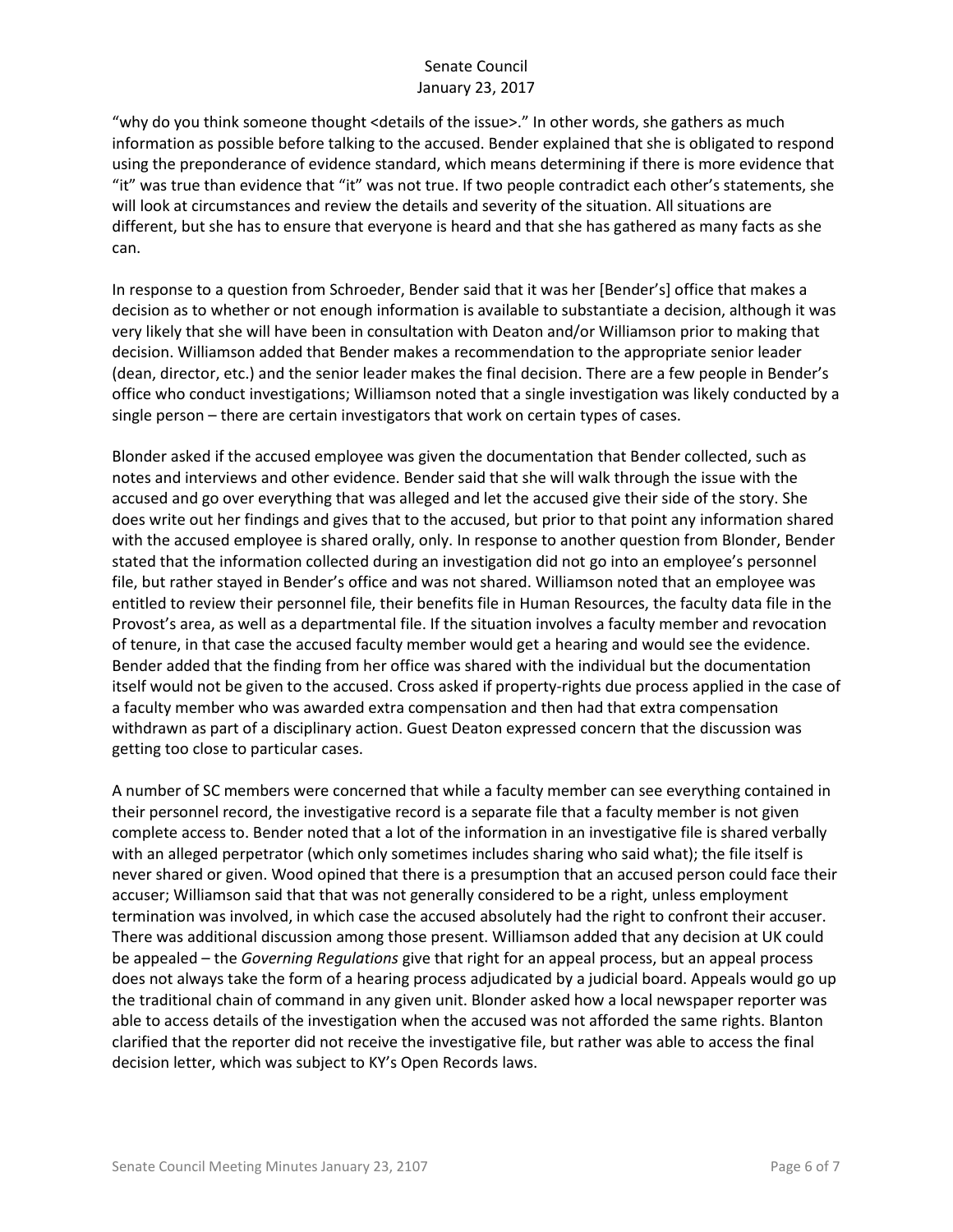"why do you think someone thought <details of the issue>." In other words, she gathers as much information as possible before talking to the accused. Bender explained that she is obligated to respond using the preponderance of evidence standard, which means determining if there is more evidence that "it" was true than evidence that "it" was not true. If two people contradict each other's statements, she will look at circumstances and review the details and severity of the situation. All situations are different, but she has to ensure that everyone is heard and that she has gathered as many facts as she can.

In response to a question from Schroeder, Bender said that it was her [Bender's] office that makes a decision as to whether or not enough information is available to substantiate a decision, although it was very likely that she will have been in consultation with Deaton and/or Williamson prior to making that decision. Williamson added that Bender makes a recommendation to the appropriate senior leader (dean, director, etc.) and the senior leader makes the final decision. There are a few people in Bender's office who conduct investigations; Williamson noted that a single investigation was likely conducted by a single person – there are certain investigators that work on certain types of cases.

Blonder asked if the accused employee was given the documentation that Bender collected, such as notes and interviews and other evidence. Bender said that she will walk through the issue with the accused and go over everything that was alleged and let the accused give their side of the story. She does write out her findings and gives that to the accused, but prior to that point any information shared with the accused employee is shared orally, only. In response to another question from Blonder, Bender stated that the information collected during an investigation did not go into an employee's personnel file, but rather stayed in Bender's office and was not shared. Williamson noted that an employee was entitled to review their personnel file, their benefits file in Human Resources, the faculty data file in the Provost's area, as well as a departmental file. If the situation involves a faculty member and revocation of tenure, in that case the accused faculty member would get a hearing and would see the evidence. Bender added that the finding from her office was shared with the individual but the documentation itself would not be given to the accused. Cross asked if property-rights due process applied in the case of a faculty member who was awarded extra compensation and then had that extra compensation withdrawn as part of a disciplinary action. Guest Deaton expressed concern that the discussion was getting too close to particular cases.

A number of SC members were concerned that while a faculty member can see everything contained in their personnel record, the investigative record is a separate file that a faculty member is not given complete access to. Bender noted that a lot of the information in an investigative file is shared verbally with an alleged perpetrator (which only sometimes includes sharing who said what); the file itself is never shared or given. Wood opined that there is a presumption that an accused person could face their accuser; Williamson said that that was not generally considered to be a right, unless employment termination was involved, in which case the accused absolutely had the right to confront their accuser. There was additional discussion among those present. Williamson added that any decision at UK could be appealed – the *Governing Regulations* give that right for an appeal process, but an appeal process does not always take the form of a hearing process adjudicated by a judicial board. Appeals would go up the traditional chain of command in any given unit. Blonder asked how a local newspaper reporter was able to access details of the investigation when the accused was not afforded the same rights. Blanton clarified that the reporter did not receive the investigative file, but rather was able to access the final decision letter, which was subject to KY's Open Records laws.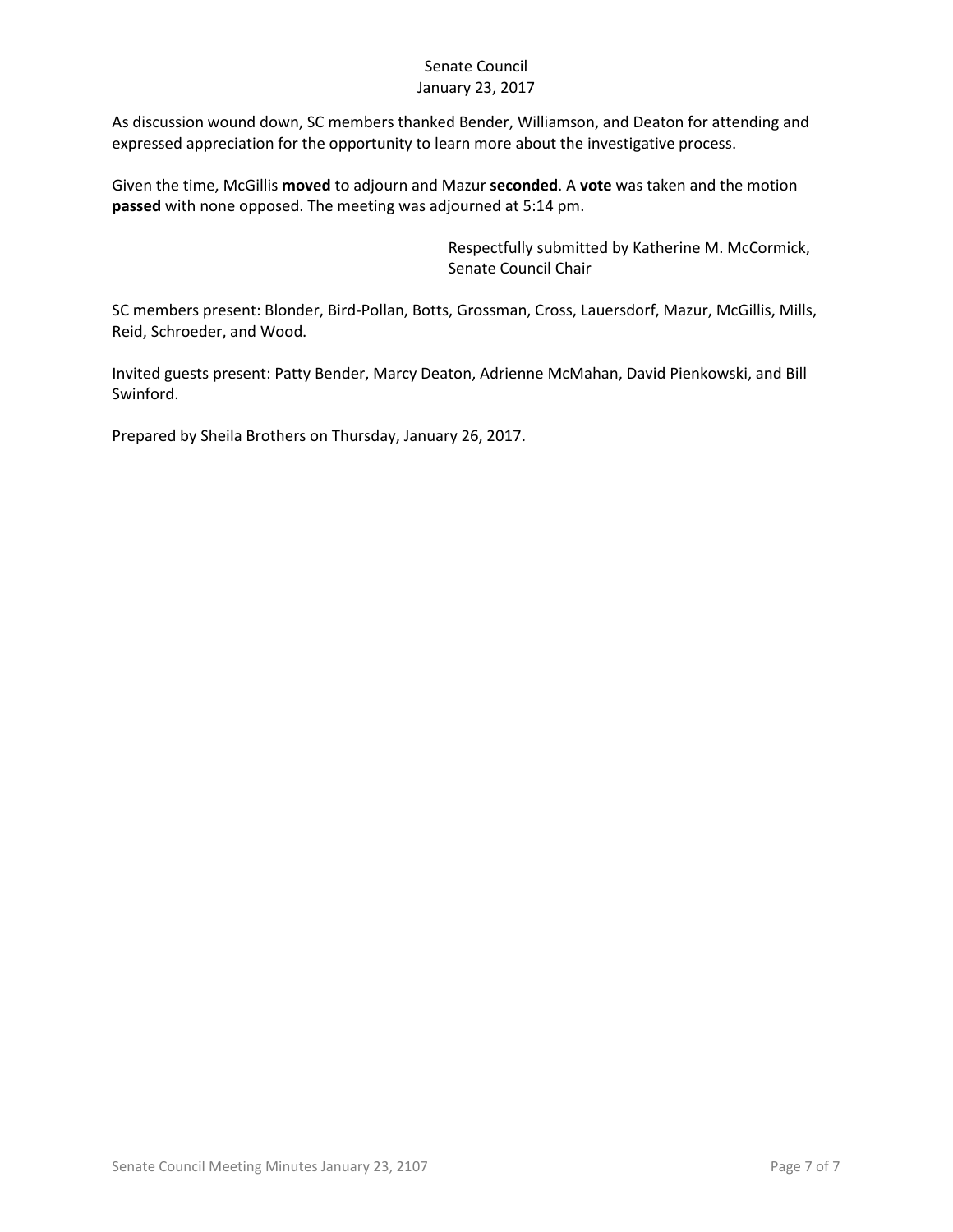As discussion wound down, SC members thanked Bender, Williamson, and Deaton for attending and expressed appreciation for the opportunity to learn more about the investigative process.

Given the time, McGillis **moved** to adjourn and Mazur **seconded**. A **vote** was taken and the motion **passed** with none opposed. The meeting was adjourned at 5:14 pm.

Respectfully submitted by Katherine M. McCormick,
Senate Council Chair

SC members present: Blonder, Bird-Pollan, Botts, Grossman, Cross, Lauersdorf, Mazur, McGillis, Mills, Reid, Schroeder, and Wood.

Invited guests present: Patty Bender, Marcy Deaton, Adrienne McMahan, David Pienkowski, and Bill Swinford.

Prepared by Sheila Brothers on Thursday, January 26, 2017.